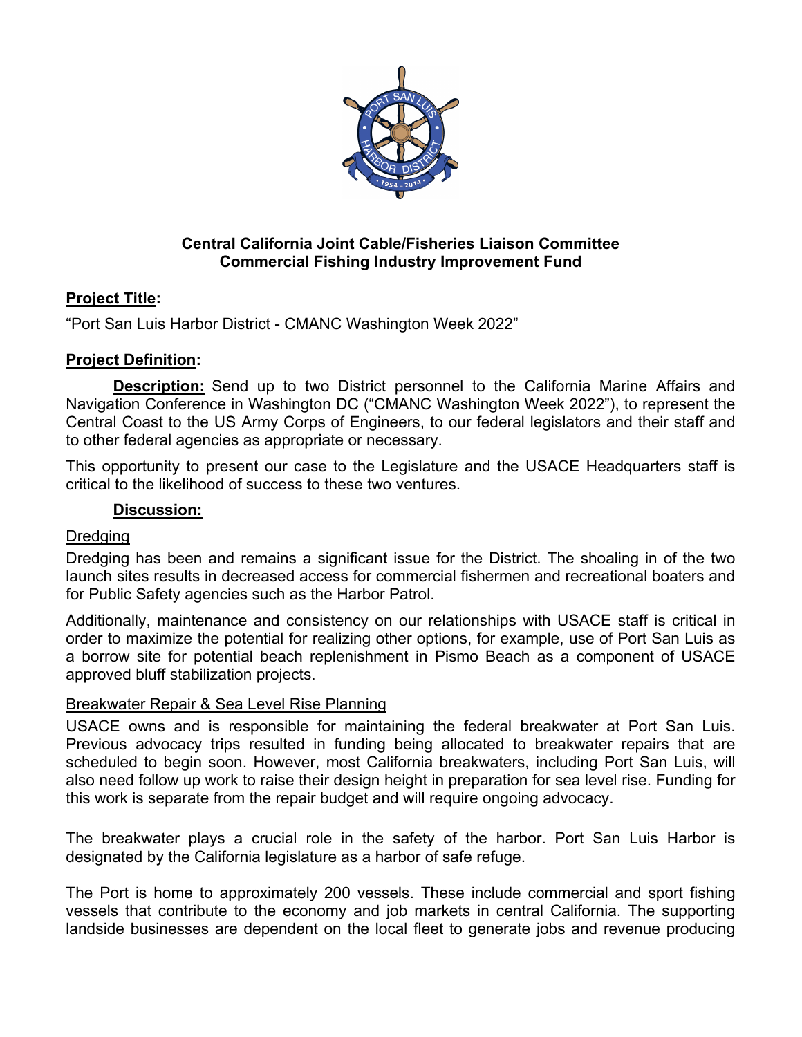**Central California Joint Cable/Fisheries Liaison Committee**
**Commercial Fishing Industry Improvement Fund**

## Project Title:

"Port San Luis Harbor District - CMANC Washington Week 2022"

## Project Definition:

**Description:** Send up to two District personnel to the California Marine Affairs and Navigation Conference in Washington DC ("CMANC Washington Week 2022"), to represent the Central Coast to the US Army Corps of Engineers, to our federal legislators and their staff and to other federal agencies as appropriate or necessary.

This opportunity to present our case to the Legislature and the USACE Headquarters staff is critical to the likelihood of success to these two ventures.

### Discussion:

Dredging

Dredging has been and remains a significant issue for the District. The shoaling in of the two launch sites results in decreased access for commercial fishermen and recreational boaters and for Public Safety agencies such as the Harbor Patrol.

Additionally, maintenance and consistency on our relationships with USACE staff is critical in order to maximize the potential for realizing other options, for example, use of Port San Luis as a borrow site for potential beach replenishment in Pismo Beach as a component of USACE approved bluff stabilization projects.

Breakwater Repair & Sea Level Rise Planning

USACE owns and is responsible for maintaining the federal breakwater at Port San Luis. Previous advocacy trips resulted in funding being allocated to breakwater repairs that are scheduled to begin soon. However, most California breakwaters, including Port San Luis, will also need follow up work to raise their design height in preparation for sea level rise. Funding for this work is separate from the repair budget and will require ongoing advocacy.

The breakwater plays a crucial role in the safety of the harbor. Port San Luis Harbor is designated by the California legislature as a harbor of safe refuge.

The Port is home to approximately 200 vessels. These include commercial and sport fishing vessels that contribute to the economy and job markets in central California. The supporting landside businesses are dependent on the local fleet to generate jobs and revenue producing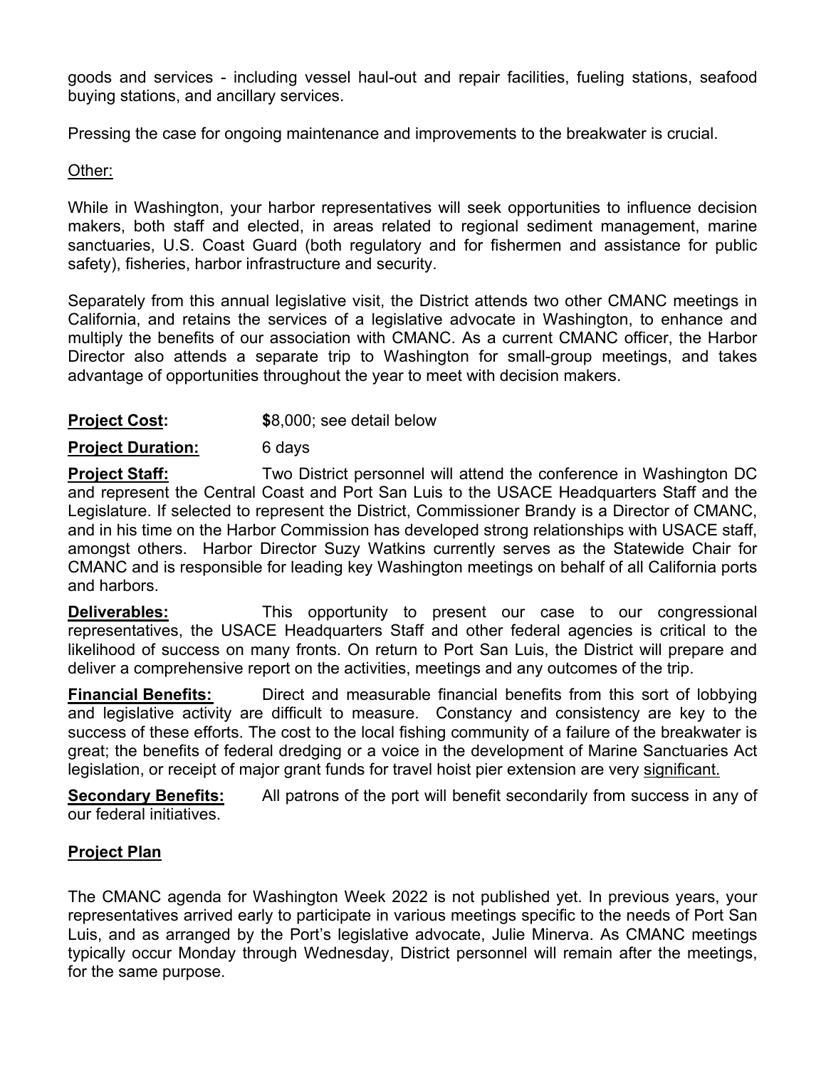goods and services - including vessel haul-out and repair facilities, fueling stations, seafood buying stations, and ancillary services.

Pressing the case for ongoing maintenance and improvements to the breakwater is crucial.

Other:

While in Washington, your harbor representatives will seek opportunities to influence decision makers, both staff and elected, in areas related to regional sediment management, marine sanctuaries, U.S. Coast Guard (both regulatory and for fishermen and assistance for public safety), fisheries, harbor infrastructure and security.

Separately from this annual legislative visit, the District attends two other CMANC meetings in California, and retains the services of a legislative advocate in Washington, to enhance and multiply the benefits of our association with CMANC. As a current CMANC officer, the Harbor Director also attends a separate trip to Washington for small-group meetings, and takes advantage of opportunities throughout the year to meet with decision makers.

**Project Cost:** **$**8,000; see detail below

**Project Duration:** 6 days

**Project Staff:** Two District personnel will attend the conference in Washington DC and represent the Central Coast and Port San Luis to the USACE Headquarters Staff and the Legislature. If selected to represent the District, Commissioner Brandy is a Director of CMANC, and in his time on the Harbor Commission has developed strong relationships with USACE staff, amongst others. Harbor Director Suzy Watkins currently serves as the Statewide Chair for CMANC and is responsible for leading key Washington meetings on behalf of all California ports and harbors.

**Deliverables:** This opportunity to present our case to our congressional representatives, the USACE Headquarters Staff and other federal agencies is critical to the likelihood of success on many fronts. On return to Port San Luis, the District will prepare and deliver a comprehensive report on the activities, meetings and any outcomes of the trip.

**Financial Benefits:** Direct and measurable financial benefits from this sort of lobbying and legislative activity are difficult to measure. Constancy and consistency are key to the success of these efforts. The cost to the local fishing community of a failure of the breakwater is great; the benefits of federal dredging or a voice in the development of Marine Sanctuaries Act legislation, or receipt of major grant funds for travel hoist pier extension are very significant.

**Secondary Benefits:** All patrons of the port will benefit secondarily from success in any of our federal initiatives.

## Project Plan

The CMANC agenda for Washington Week 2022 is not published yet. In previous years, your representatives arrived early to participate in various meetings specific to the needs of Port San Luis, and as arranged by the Port's legislative advocate, Julie Minerva. As CMANC meetings typically occur Monday through Wednesday, District personnel will remain after the meetings, for the same purpose.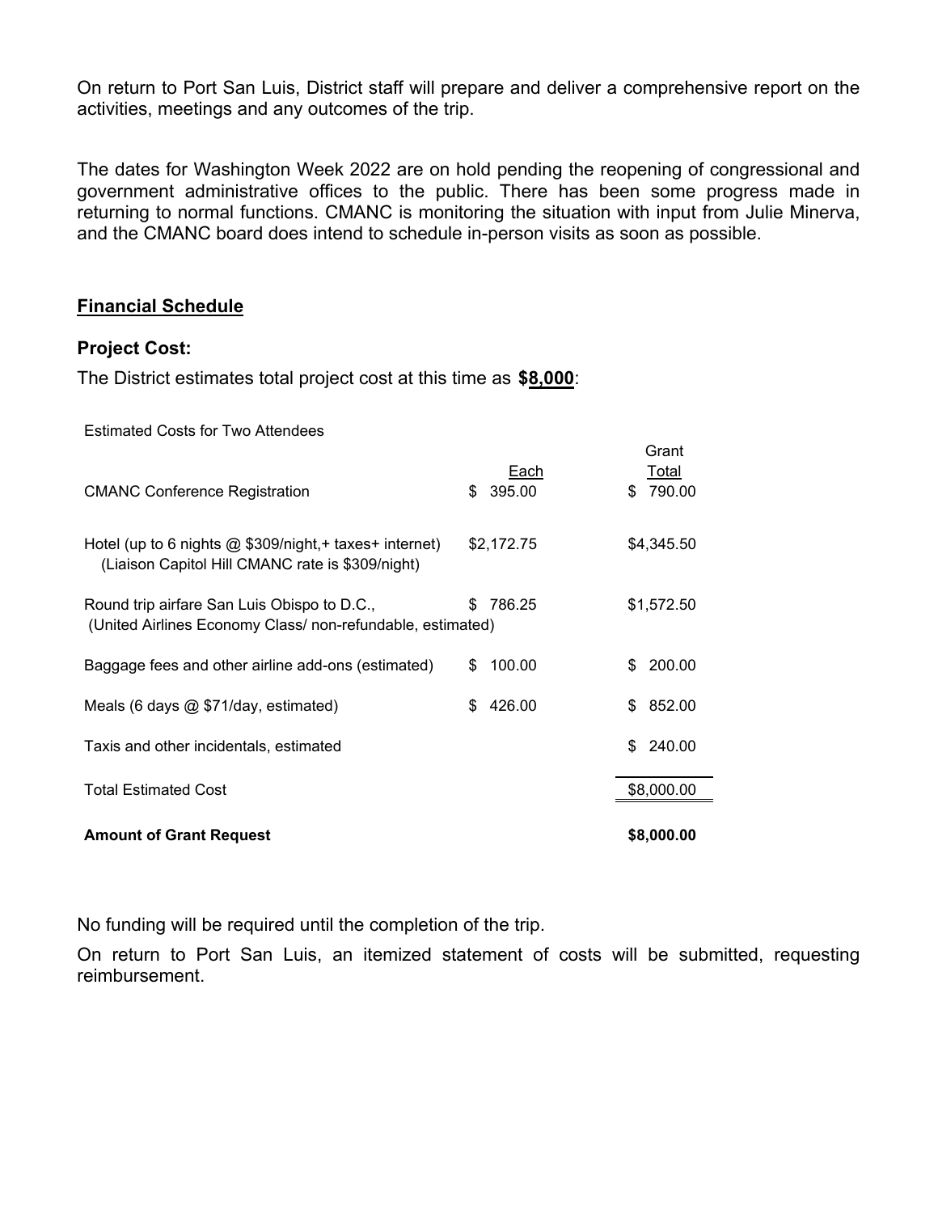On return to Port San Luis, District staff will prepare and deliver a comprehensive report on the activities, meetings and any outcomes of the trip.

The dates for Washington Week 2022 are on hold pending the reopening of congressional and government administrative offices to the public. There has been some progress made in returning to normal functions. CMANC is monitoring the situation with input from Julie Minerva, and the CMANC board does intend to schedule in-person visits as soon as possible.

## Financial Schedule

### Project Cost:

The District estimates total project cost at this time as **$8,000**:

| Estimated Costs for Two Attendees | Each | Grant Total |
|---|---|---|
| CMANC Conference Registration | $ 395.00 | $ 790.00 |
| Hotel (up to 6 nights @ $309/night,+ taxes+ internet) (Liaison Capitol Hill CMANC rate is $309/night) | $2,172.75 | $4,345.50 |
| Round trip airfare San Luis Obispo to D.C., (United Airlines Economy Class/ non-refundable, estimated) | $ 786.25 | $1,572.50 |
| Baggage fees and other airline add-ons (estimated) | $ 100.00 | $ 200.00 |
| Meals (6 days @ $71/day, estimated) | $ 426.00 | $ 852.00 |
| Taxis and other incidentals, estimated | | $ 240.00 |
| Total Estimated Cost | | $8,000.00 |
| **Amount of Grant Request** | | **$8,000.00** |

No funding will be required until the completion of the trip.

On return to Port San Luis, an itemized statement of costs will be submitted, requesting reimbursement.